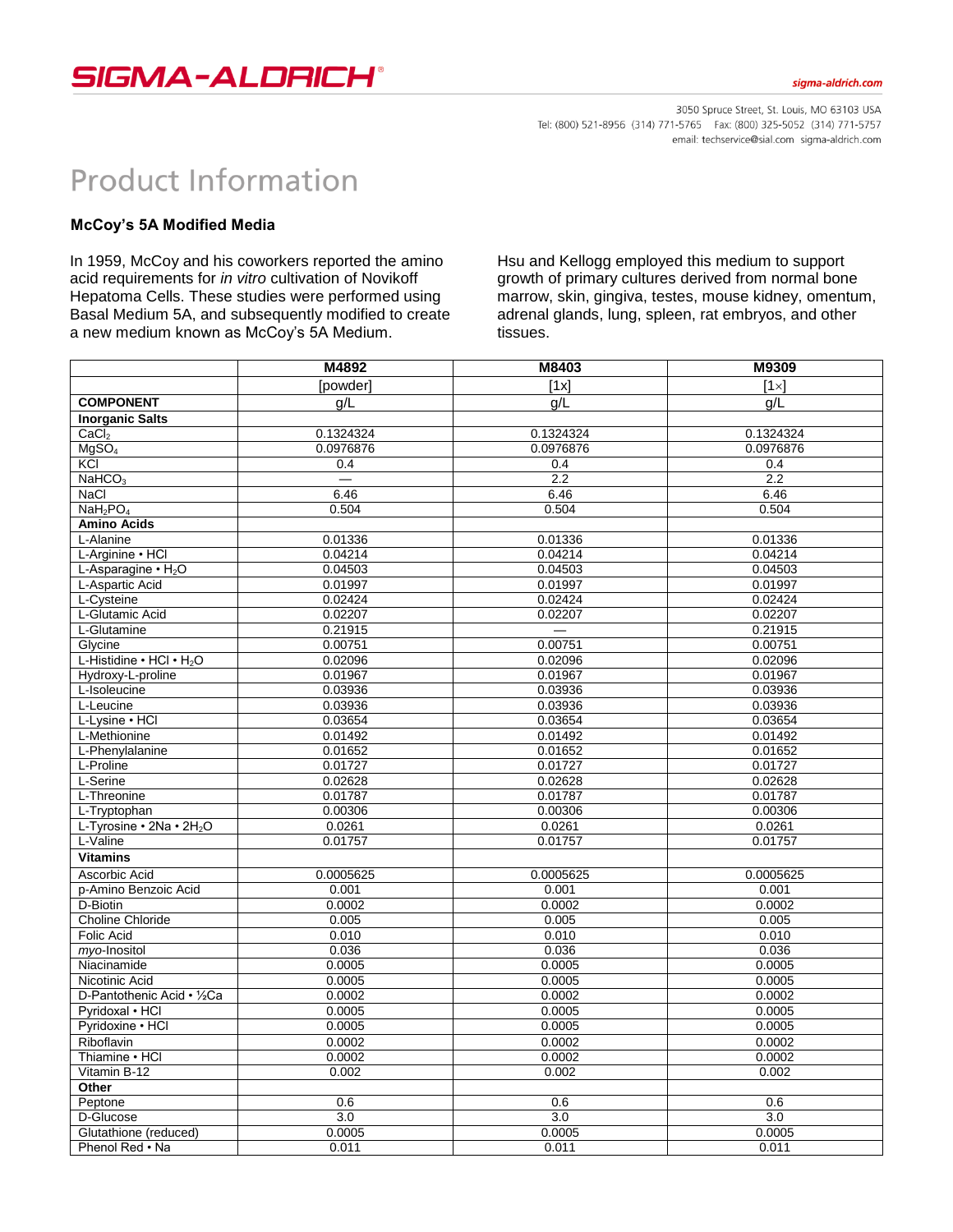# Product Information

**McCoy's 5A Modified Media**

In 1959, McCoy and his coworkers reported the amino acid requirements for *in vitro* cultivation of Novikoff Hepatoma Cells. These studies were performed using Basal Medium 5A, and subsequently modified to create a new medium known as McCoy's 5A Medium.

Hsu and Kellogg employed this medium to support growth of primary cultures derived from normal bone marrow, skin, gingiva, testes, mouse kidney, omentum, adrenal glands, lung, spleen, rat embryos, and other tissues.

| | M4892 | M8403 | M9309 |
|---|---|---|---|
| | [powder] | [1x] | [1×] |
| **COMPONENT** | g/L | g/L | g/L |
| **Inorganic Salts** | | | |
| $CaCl_2$ | 0.1324324 | 0.1324324 | 0.1324324 |
| $MgSO_4$ | 0.0976876 | 0.0976876 | 0.0976876 |
| KCl | 0.4 | 0.4 | 0.4 |
| $NaHCO_3$ | — | 2.2 | 2.2 |
| NaCl | 6.46 | 6.46 | 6.46 |
| $NaH_2PO_4$ | 0.504 | 0.504 | 0.504 |
| **Amino Acids** | | | |
| L-Alanine | 0.01336 | 0.01336 | 0.01336 |
| L-Arginine • HCl | 0.04214 | 0.04214 | 0.04214 |
| L-Asparagine • $H_2O$ | 0.04503 | 0.04503 | 0.04503 |
| L-Aspartic Acid | 0.01997 | 0.01997 | 0.01997 |
| L-Cysteine | 0.02424 | 0.02424 | 0.02424 |
| L-Glutamic Acid | 0.02207 | 0.02207 | 0.02207 |
| L-Glutamine | 0.21915 | — | 0.21915 |
| Glycine | 0.00751 | 0.00751 | 0.00751 |
| L-Histidine • HCl • $H_2O$ | 0.02096 | 0.02096 | 0.02096 |
| Hydroxy-L-proline | 0.01967 | 0.01967 | 0.01967 |
| L-Isoleucine | 0.03936 | 0.03936 | 0.03936 |
| L-Leucine | 0.03936 | 0.03936 | 0.03936 |
| L-Lysine • HCl | 0.03654 | 0.03654 | 0.03654 |
| L-Methionine | 0.01492 | 0.01492 | 0.01492 |
| L-Phenylalanine | 0.01652 | 0.01652 | 0.01652 |
| L-Proline | 0.01727 | 0.01727 | 0.01727 |
| L-Serine | 0.02628 | 0.02628 | 0.02628 |
| L-Threonine | 0.01787 | 0.01787 | 0.01787 |
| L-Tryptophan | 0.00306 | 0.00306 | 0.00306 |
| L-Tyrosine • 2Na • $2H_2O$ | 0.0261 | 0.0261 | 0.0261 |
| L-Valine | 0.01757 | 0.01757 | 0.01757 |
| **Vitamins** | | | |
| Ascorbic Acid | 0.0005625 | 0.0005625 | 0.0005625 |
| p-Amino Benzoic Acid | 0.001 | 0.001 | 0.001 |
| D-Biotin | 0.0002 | 0.0002 | 0.0002 |
| Choline Chloride | 0.005 | 0.005 | 0.005 |
| Folic Acid | 0.010 | 0.010 | 0.010 |
| *myo*-Inositol | 0.036 | 0.036 | 0.036 |
| Niacinamide | 0.0005 | 0.0005 | 0.0005 |
| Nicotinic Acid | 0.0005 | 0.0005 | 0.0005 |
| D-Pantothenic Acid • ½Ca | 0.0002 | 0.0002 | 0.0002 |
| Pyridoxal • HCl | 0.0005 | 0.0005 | 0.0005 |
| Pyridoxine • HCl | 0.0005 | 0.0005 | 0.0005 |
| Riboflavin | 0.0002 | 0.0002 | 0.0002 |
| Thiamine • HCl | 0.0002 | 0.0002 | 0.0002 |
| Vitamin B-12 | 0.002 | 0.002 | 0.002 |
| **Other** | | | |
| Peptone | 0.6 | 0.6 | 0.6 |
| D-Glucose | 3.0 | 3.0 | 3.0 |
| Glutathione (reduced) | 0.0005 | 0.0005 | 0.0005 |
| Phenol Red • Na | 0.011 | 0.011 | 0.011 |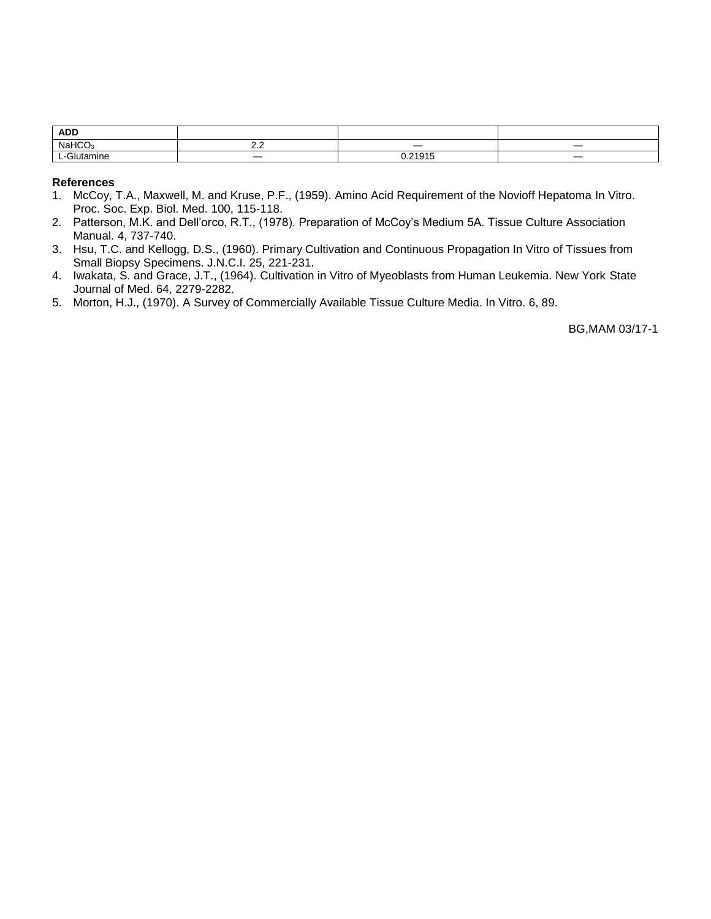| | | | |
|---|---|---|---|
| **ADD** | | | |
| $NaHCO_3$ | 2.2 | — | — |
| L-Glutamine | — | 0.21915 | — |

**References**

1. McCoy, T.A., Maxwell, M. and Kruse, P.F., (1959). Amino Acid Requirement of the Novioff Hepatoma In Vitro. Proc. Soc. Exp. Biol. Med. 100, 115-118.
2. Patterson, M.K. and Dell'orco, R.T., (1978). Preparation of McCoy's Medium 5A. Tissue Culture Association Manual. 4, 737-740.
3. Hsu, T.C. and Kellogg, D.S., (1960). Primary Cultivation and Continuous Propagation In Vitro of Tissues from Small Biopsy Specimens. J.N.C.I. 25, 221-231.
4. Iwakata, S. and Grace, J.T., (1964). Cultivation in Vitro of Myeoblasts from Human Leukemia. New York State Journal of Med. 64, 2279-2282.
5. Morton, H.J., (1970). A Survey of Commercially Available Tissue Culture Media. In Vitro. 6, 89.

BG,MAM 03/17-1